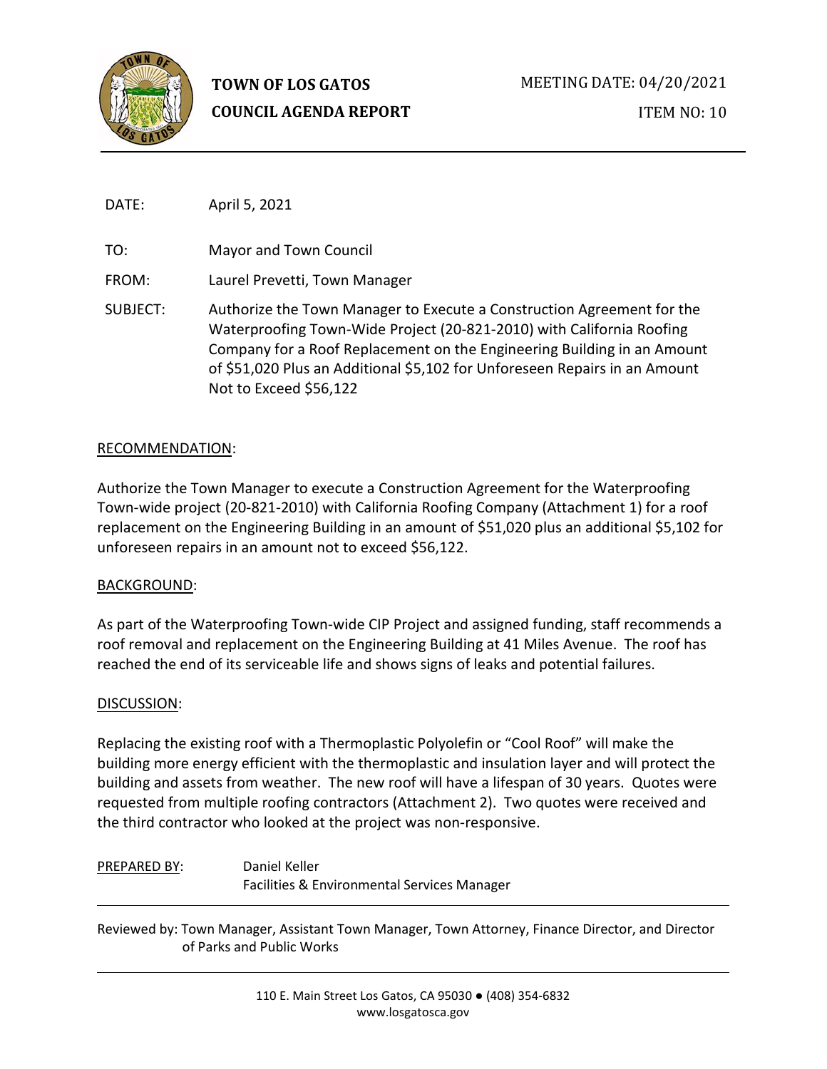**TOWN OF LOS GATOS**
**COUNCIL AGENDA REPORT**

MEETING DATE: 04/20/2021
ITEM NO: 10

DATE: April 5, 2021

TO: Mayor and Town Council

FROM: Laurel Prevetti, Town Manager

SUBJECT: Authorize the Town Manager to Execute a Construction Agreement for the Waterproofing Town-Wide Project (20-821-2010) with California Roofing Company for a Roof Replacement on the Engineering Building in an Amount of $51,020 Plus an Additional $5,102 for Unforeseen Repairs in an Amount Not to Exceed $56,122

## RECOMMENDATION:

Authorize the Town Manager to execute a Construction Agreement for the Waterproofing Town-wide project (20-821-2010) with California Roofing Company (Attachment 1) for a roof replacement on the Engineering Building in an amount of $51,020 plus an additional $5,102 for unforeseen repairs in an amount not to exceed $56,122.

## BACKGROUND:

As part of the Waterproofing Town-wide CIP Project and assigned funding, staff recommends a roof removal and replacement on the Engineering Building at 41 Miles Avenue. The roof has reached the end of its serviceable life and shows signs of leaks and potential failures.

## DISCUSSION:

Replacing the existing roof with a Thermoplastic Polyolefin or "Cool Roof" will make the building more energy efficient with the thermoplastic and insulation layer and will protect the building and assets from weather. The new roof will have a lifespan of 30 years. Quotes were requested from multiple roofing contractors (Attachment 2). Two quotes were received and the third contractor who looked at the project was non-responsive.

PREPARED BY: Daniel Keller
Facilities & Environmental Services Manager

Reviewed by: Town Manager, Assistant Town Manager, Town Attorney, Finance Director, and Director of Parks and Public Works

110 E. Main Street Los Gatos, CA 95030 ● (408) 354-6832
www.losgatosca.gov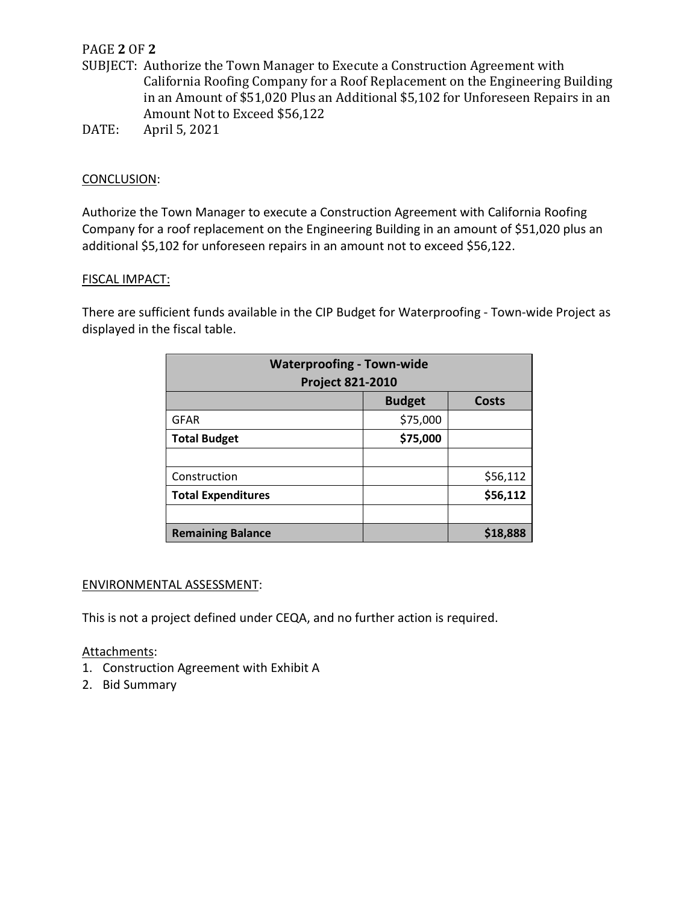SUBJECT: Authorize the Town Manager to Execute a Construction Agreement with California Roofing Company for a Roof Replacement on the Engineering Building in an Amount of $51,020 Plus an Additional $5,102 for Unforeseen Repairs in an Amount Not to Exceed $56,122

DATE: April 5, 2021

## CONCLUSION:

Authorize the Town Manager to execute a Construction Agreement with California Roofing Company for a roof replacement on the Engineering Building in an amount of $51,020 plus an additional $5,102 for unforeseen repairs in an amount not to exceed $56,122.

## FISCAL IMPACT:

There are sufficient funds available in the CIP Budget for Waterproofing - Town-wide Project as displayed in the fiscal table.

| Waterproofing - Town-wide Project 821-2010 | | |
|---|---|---|
| | **Budget** | **Costs** |
| GFAR | $75,000 | |
| **Total Budget** | **$75,000** | |
| | | |
| Construction | | $56,112 |
| **Total Expenditures** | | **$56,112** |
| | | |
| **Remaining Balance** | | **$18,888** |

## ENVIRONMENTAL ASSESSMENT:

This is not a project defined under CEQA, and no further action is required.

Attachments:

1. Construction Agreement with Exhibit A
2. Bid Summary